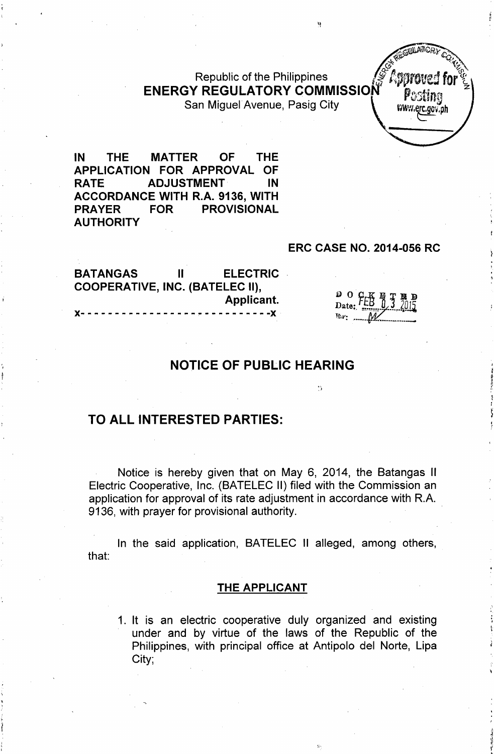Republic of the Philippines
**ENERGY REGULATORY COMMISSION**
San Miguel Avenue, Pasig City

**IN THE MATTER OF THE APPLICATION FOR APPROVAL OF RATE ADJUSTMENT IN ACCORDANCE WITH R.A. 9136, WITH PRAYER FOR PROVISIONAL AUTHORITY**

**ERC CASE NO. 2014-056 RC**

**BATANGAS II ELECTRIC COOPERATIVE, INC. (BATELEC II),**
**Applicant.**
**x- - - - - - - - - - - - - - - - - - - - - - - - - - - -x**

DOCKETED
Date: FEB 03 2015

## NOTICE OF PUBLIC HEARING

## TO ALL INTERESTED PARTIES:

Notice is hereby given that on May 6, 2014, the Batangas II Electric Cooperative, Inc. (BATELEC II) filed with the Commission an application for approval of its rate adjustment in accordance with R.A. 9136, with prayer for provisional authority.

In the said application, BATELEC II alleged, among others, that:

### THE APPLICANT

1. It is an electric cooperative duly organized and existing under and by virtue of the laws of the Republic of the Philippines, with principal office at Antipolo del Norte, Lipa City;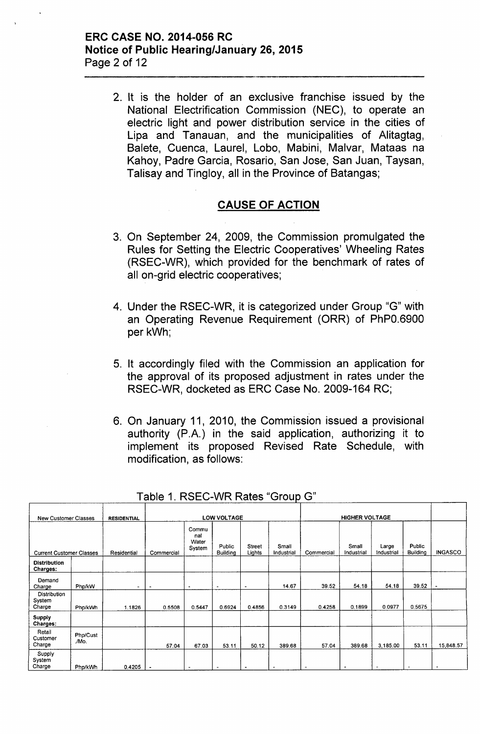2. It is the holder of an exclusive franchise issued by the National Electrification Commission (NEC), to operate an electric light and power distribution service in the cities of Lipa and Tanauan, and the municipalities of Alitagtag, Balete, Cuenca, Laurel, Lobo, Mabini, Malvar, Mataas na Kahoy, Padre Garcia, Rosario, San Jose, San Juan, Taysan, Talisay and Tingloy, all in the Province of Batangas;

## CAUSE OF ACTION

3. On September 24, 2009, the Commission promulgated the Rules for Setting the Electric Cooperatives' Wheeling Rates (RSEC-WR), which provided for the benchmark of rates of all on-grid electric cooperatives;

4. Under the RSEC-WR, it is categorized under Group "G" with an Operating Revenue Requirement (ORR) of PhP0.6900 per kWh;

5. It accordingly filed with the Commission an application for the approval of its proposed adjustment in rates under the RSEC-WR, docketed as ERC Case No. 2009-164 RC;

6. On January 11, 2010, the Commission issued a provisional authority (P.A.) in the said application, authorizing it to implement its proposed Revised Rate Schedule, with modification, as follows:

Table 1. RSEC-WR Rates "Group G"

| New Customer Classes | | RESIDENTIAL | LOW VOLTAGE | | | | | HIGHER VOLTAGE | | | | |
|---|---|---|---|---|---|---|---|---|---|---|---|---|
| Current Customer Classes | | Residential | Commercial | Communal Water System | Public Building | Street Lights | Small Industrial | Commercial | Small Industrial | Large Industrial | Public Building | INGASCO |
| **Distribution Charges:** | | | | | | | | | | | | |
| Demand Charge | Php/kW | - | - | - | - | - | 14.67 | 39.52 | 54.18 | 54.18 | 39.52 | - |
| Distribution System Charge | Php/kWh | 1.1826 | 0.5508 | 0.5447 | 0.6924 | 0.4856 | 0.3149 | 0.4258 | 0.1899 | 0.0977 | 0.5675 | |
| **Supply Charges:** | | | | | | | | | | | | |
| Retail Customer Charge | Php/Cust./Mo. | | 57.04 | 67.03 | 53.11 | 50.12 | 389.68 | 57.04 | 389.68 | 3,185.00 | 53.11 | 15,848.57 |
| Supply System Charge | Php/kWh | 0.4205 | - | - | - | - | - | - | - | - | - | - |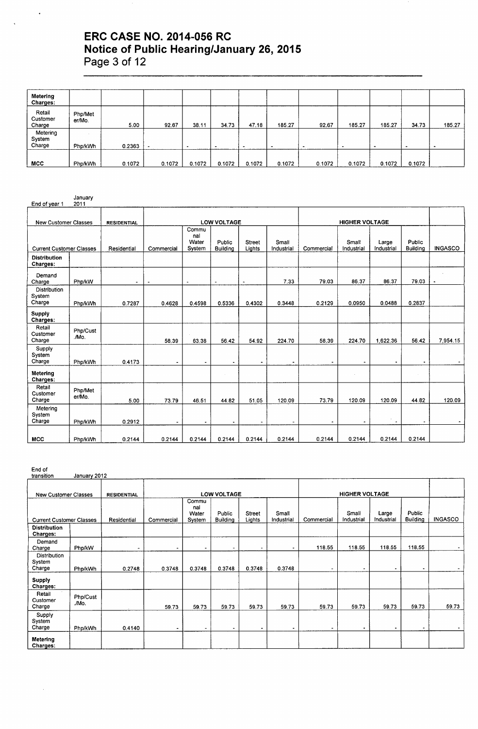| | | | | | | | | | | | | |
|---|---|---|---|---|---|---|---|---|---|---|---|---|
| **Metering Charges:** | | | | | | | | | | | | |
| Retail Customer Charge | Php/Meter/Mo. | 5.00 | 92.67 | 38.11 | 34.73 | 47.18 | 185.27 | 92.67 | 185.27 | 185.27 | 34.73 | 185.27 |
| Metering System Charge | Php/kWh | 0.2363 | - | - | - | - | - | - | - | - | - | - |
| **MCC** | Php/kWh | 0.1072 | 0.1072 | 0.1072 | 0.1072 | 0.1072 | 0.1072 | 0.1072 | 0.1072 | 0.1072 | 0.1072 | |

End of year 1 January 2011

| New Customer Classes | | RESIDENTIAL | LOW VOLTAGE | | | | | HIGHER VOLTAGE | | | | |
|---|---|---|---|---|---|---|---|---|---|---|---|---|
| Current Customer Classes | | Residential | Commercial | Communal Water System | Public Building | Street Lights | Small Industrial | Commercial | Small Industrial | Large Industrial | Public Building | INGASCO |
| **Distribution Charges:** | | | | | | | | | | | | |
| Demand Charge | Php/kW | - | - | - | - | - | 7.33 | 79.03 | 86.37 | 86.37 | 79.03 | - |
| Distribution System Charge | Php/kWh | 0.7287 | 0.4628 | 0.4598 | 0.5336 | 0.4302 | 0.3448 | 0.2129 | 0.0950 | 0.0488 | 0.2837 | |
| **Supply Charges:** | | | | | | | | | | | | |
| Retail Customer Charge | Php/Cust./Mo. | | 58.39 | 63.38 | 56.42 | 54.92 | 224.70 | 58.39 | 224.70 | 1,622.36 | 56.42 | 7,954.15 |
| Supply System Charge | Php/kWh | 0.4173 | - | - | - | - | - | - | - | - | - | - |
| **Metering Charges:** | | | | | | | | | | | | |
| Retail Customer Charge | Php/Meter/Mo. | 5.00 | 73.79 | 46.51 | 44.82 | 51.05 | 120.09 | 73.79 | 120.09 | 120.09 | 44.82 | 120.09 |
| Metering System Charge | Php/kWh | 0.2912 | - | - | - | - | - | - | - | - | - | - |
| **MCC** | Php/kWh | 0.2144 | 0.2144 | 0.2144 | 0.2144 | 0.2144 | 0.2144 | 0.2144 | 0.2144 | 0.2144 | 0.2144 | |

End of transition January 2012

| New Customer Classes | | RESIDENTIAL | LOW VOLTAGE | | | | | HIGHER VOLTAGE | | | | |
|---|---|---|---|---|---|---|---|---|---|---|---|---|
| Current Customer Classes | | Residential | Commercial | Communal Water System | Public Building | Street Lights | Small Industrial | Commercial | Small Industrial | Large Industrial | Public Building | INGASCO |
| **Distribution Charges:** | | | | | | | | | | | | |
| Demand Charge | Php/kW | - | - | - | - | - | - | 118.55 | 118.55 | 118.55 | 118.55 | - |
| Distribution System Charge | Php/kWh | 0.2748 | 0.3748 | 0.3748 | 0.3748 | 0.3748 | 0.3748 | - | - | - | - | - |
| **Supply Charges:** | | | | | | | | | | | | |
| Retail Customer Charge | Php/Cust./Mo. | | 59.73 | 59.73 | 59.73 | 59.73 | 59.73 | 59.73 | 59.73 | 59.73 | 59.73 | 59.73 |
| Supply System Charge | Php/kWh | 0.4140 | - | - | - | - | - | - | - | - | - | - |
| **Metering Charges:** | | | | | | | | | | | | |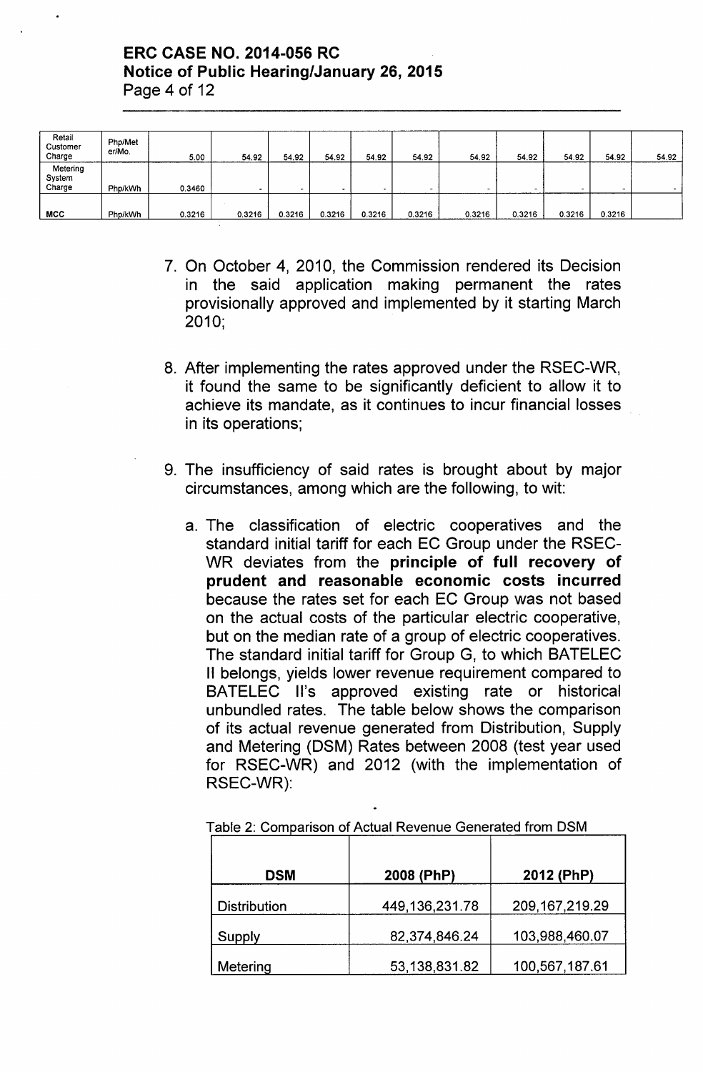| | | | | | | | | | | | | |
|---|---|---|---|---|---|---|---|---|---|---|---|---|
| Retail Customer Charge | Php/Meter/Mo. | 5.00 | 54.92 | 54.92 | 54.92 | 54.92 | 54.92 | 54.92 | 54.92 | 54.92 | 54.92 | 54.92 |
| Metering System Charge | Php/kWh | 0.3460 | - | - | - | - | - | - | - | - | - | - |
| MCC | Php/kWh | 0.3216 | 0.3216 | 0.3216 | 0.3216 | 0.3216 | 0.3216 | 0.3216 | 0.3216 | 0.3216 | 0.3216 | |

7. On October 4, 2010, the Commission rendered its Decision in the said application making permanent the rates provisionally approved and implemented by it starting March 2010;

8. After implementing the rates approved under the RSEC-WR, it found the same to be significantly deficient to allow it to achieve its mandate, as it continues to incur financial losses in its operations;

9. The insufficiency of said rates is brought about by major circumstances, among which are the following, to wit:

   a. The classification of electric cooperatives and the standard initial tariff for each EC Group under the RSEC-WR deviates from the **principle of full recovery of prudent and reasonable economic costs incurred** because the rates set for each EC Group was not based on the actual costs of the particular electric cooperative, but on the median rate of a group of electric cooperatives. The standard initial tariff for Group G, to which BATELEC II belongs, yields lower revenue requirement compared to BATELEC II's approved existing rate or historical unbundled rates. The table below shows the comparison of its actual revenue generated from Distribution, Supply and Metering (DSM) Rates between 2008 (test year used for RSEC-WR) and 2012 (with the implementation of RSEC-WR):

Table 2: Comparison of Actual Revenue Generated from DSM

| DSM | 2008 (PhP) | 2012 (PhP) |
|---|---|---|
| Distribution | 449,136,231.78 | 209,167,219.29 |
| Supply | 82,374,846.24 | 103,988,460.07 |
| Metering | 53,138,831.82 | 100,567,187.61 |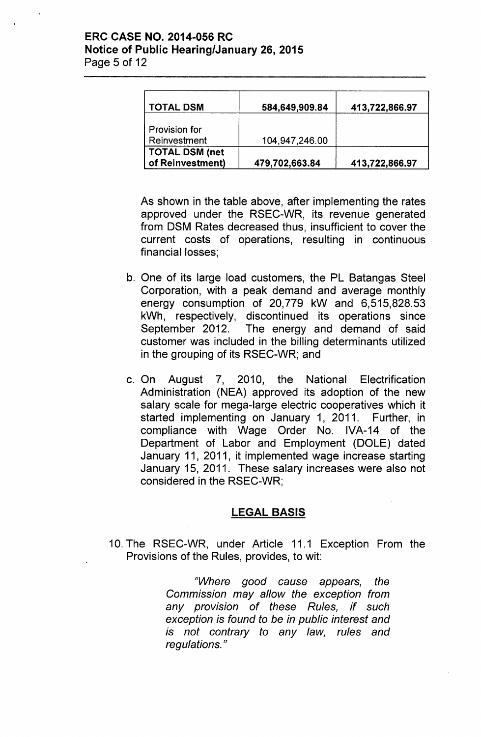| TOTAL DSM | 584,649,909.84 | 413,722,866.97 |
|---|---|---|
| Provision for Reinvestment | 104,947,246.00 | |
| **TOTAL DSM (net of Reinvestment)** | **479,702,663.84** | **413,722,866.97** |

As shown in the table above, after implementing the rates approved under the RSEC-WR, its revenue generated from DSM Rates decreased thus, insufficient to cover the current costs of operations, resulting in continuous financial losses;

b. One of its large load customers, the PL Batangas Steel Corporation, with a peak demand and average monthly energy consumption of 20,779 kW and 6,515,828.53 kWh, respectively, discontinued its operations since September 2012. The energy and demand of said customer was included in the billing determinants utilized in the grouping of its RSEC-WR; and

c. On August 7, 2010, the National Electrification Administration (NEA) approved its adoption of the new salary scale for mega-large electric cooperatives which it started implementing on January 1, 2011. Further, in compliance with Wage Order No. IVA-14 of the Department of Labor and Employment (DOLE) dated January 11, 2011, it implemented wage increase starting January 15, 2011. These salary increases were also not considered in the RSEC-WR;

## LEGAL BASIS

10. The RSEC-WR, under Article 11.1 Exception From the Provisions of the Rules, provides, to wit:

> *"Where good cause appears, the Commission may allow the exception from any provision of these Rules, if such exception is found to be in public interest and is not contrary to any law, rules and regulations."*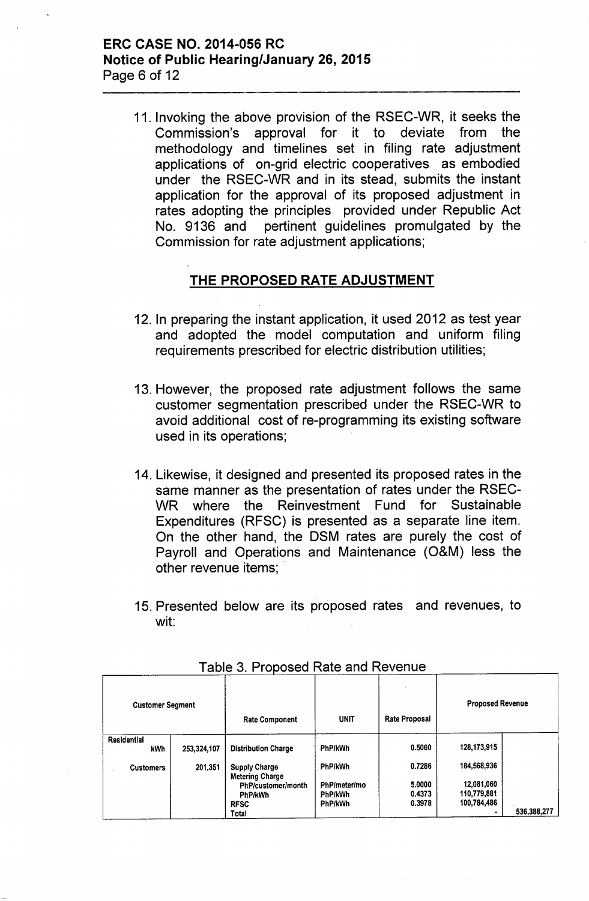11. Invoking the above provision of the RSEC-WR, it seeks the Commission's approval for it to deviate from the methodology and timelines set in filing rate adjustment applications of on-grid electric cooperatives as embodied under the RSEC-WR and in its stead, submits the instant application for the approval of its proposed adjustment in rates adopting the principles provided under Republic Act No. 9136 and pertinent guidelines promulgated by the Commission for rate adjustment applications;

## THE PROPOSED RATE ADJUSTMENT

12. In preparing the instant application, it used 2012 as test year and adopted the model computation and uniform filing requirements prescribed for electric distribution utilities;

13. However, the proposed rate adjustment follows the same customer segmentation prescribed under the RSEC-WR to avoid additional cost of re-programming its existing software used in its operations;

14. Likewise, it designed and presented its proposed rates in the same manner as the presentation of rates under the RSEC-WR where the Reinvestment Fund for Sustainable Expenditures (RFSC) is presented as a separate line item. On the other hand, the DSM rates are purely the cost of Payroll and Operations and Maintenance (O&M) less the other revenue items;

15. Presented below are its proposed rates and revenues, to wit:

Table 3. Proposed Rate and Revenue

| Customer Segment | | Rate Component | UNIT | Rate Proposal | Proposed Revenue | |
|---|---|---|---|---|---|---|
| Residential | | | | | | |
| kWh | 253,324,107 | Distribution Charge | PhP/kWh | 0.5060 | 128,173,915 | |
| Customers | 201,351 | Supply Charge | PhP/kWh | 0.7286 | 184,568,936 | |
| | | Metering Charge | | | | |
| | | PhP/customer/month | PhP/meter/mo | 5.0000 | 12,081,060 | |
| | | PhP/kWh | PhP/kWh | 0.4373 | 110,779,881 | |
| | | RFSC | PhP/kWh | 0.3978 | 100,784,486 | |
| | | Total | | | - | 536,388,277 |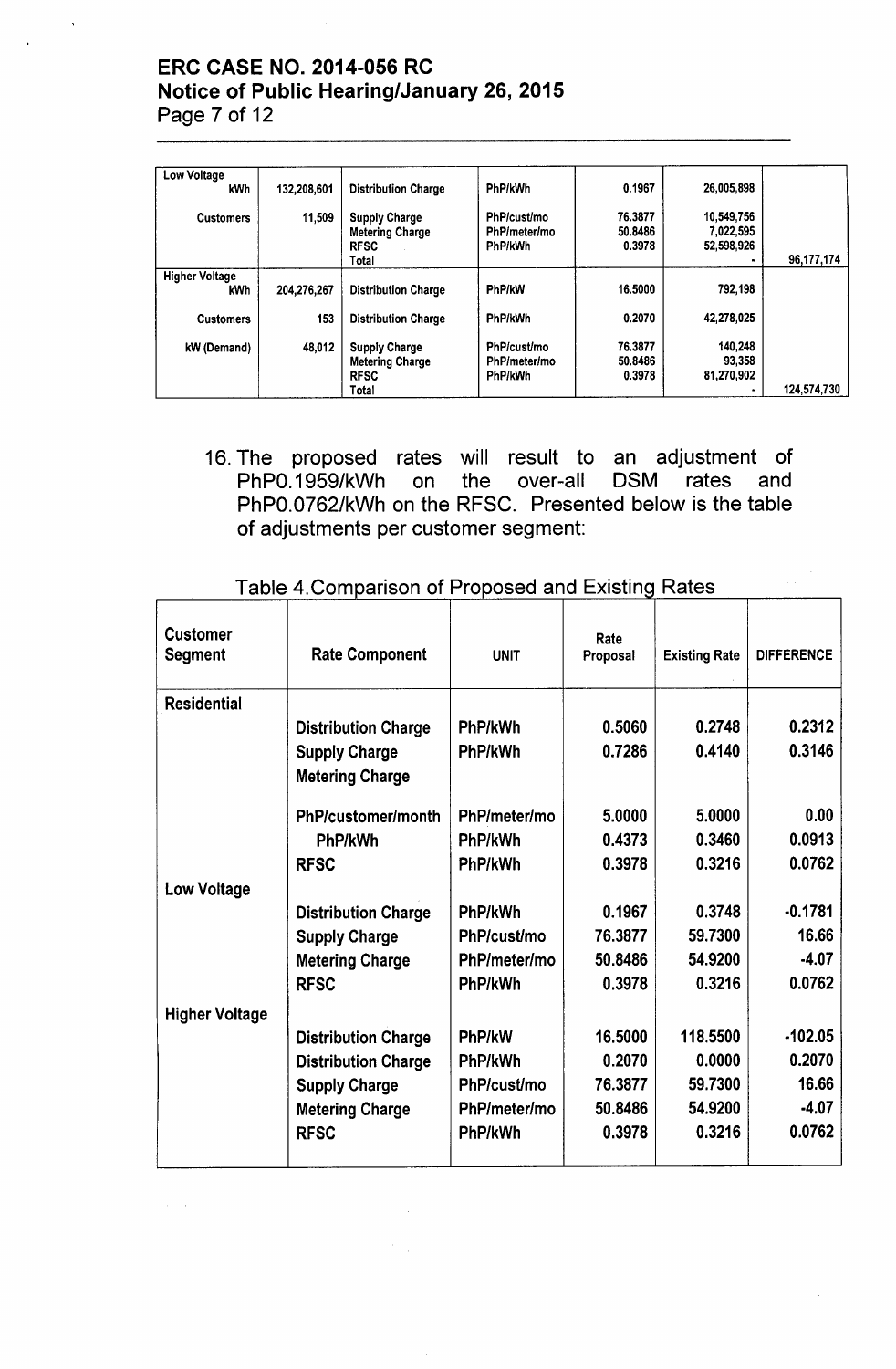| Low Voltage | | | | | | |
|---|---|---|---|---|---|---|
| kWh | 132,208,601 | Distribution Charge | PhP/kWh | 0.1967 | 26,005,898 | |
| Customers | 11,509 | Supply Charge | PhP/cust/mo | 76.3877 | 10,549,756 | |
| | | Metering Charge | PhP/meter/mo | 50.8486 | 7,022,595 | |
| | | RFSC | PhP/kWh | 0.3978 | 52,598,926 | |
| | | Total | | | - | 96,177,174 |
| **Higher Voltage** | | | | | | |
| kWh | 204,276,267 | Distribution Charge | PhP/kW | 16.5000 | 792,198 | |
| Customers | 153 | Distribution Charge | PhP/kWh | 0.2070 | 42,278,025 | |
| kW (Demand) | 48,012 | Supply Charge | PhP/cust/mo | 76.3877 | 140,248 | |
| | | Metering Charge | PhP/meter/mo | 50.8486 | 93,358 | |
| | | RFSC | PhP/kWh | 0.3978 | 81,270,902 | |
| | | Total | | | - | 124,574,730 |

16. The proposed rates will result to an adjustment of PhP0.1959/kWh on the over-all DSM rates and PhP0.0762/kWh on the RFSC. Presented below is the table of adjustments per customer segment:

Table 4.Comparison of Proposed and Existing Rates

| Customer Segment | Rate Component | UNIT | Rate Proposal | Existing Rate | DIFFERENCE |
|---|---|---|---|---|---|
| **Residential** | | | | | |
| | Distribution Charge | PhP/kWh | 0.5060 | 0.2748 | 0.2312 |
| | Supply Charge | PhP/kWh | 0.7286 | 0.4140 | 0.3146 |
| | Metering Charge | | | | |
| | PhP/customer/month | PhP/meter/mo | 5.0000 | 5.0000 | 0.00 |
| | PhP/kWh | PhP/kWh | 0.4373 | 0.3460 | 0.0913 |
| | RFSC | PhP/kWh | 0.3978 | 0.3216 | 0.0762 |
| **Low Voltage** | | | | | |
| | Distribution Charge | PhP/kWh | 0.1967 | 0.3748 | -0.1781 |
| | Supply Charge | PhP/cust/mo | 76.3877 | 59.7300 | 16.66 |
| | Metering Charge | PhP/meter/mo | 50.8486 | 54.9200 | -4.07 |
| | RFSC | PhP/kWh | 0.3978 | 0.3216 | 0.0762 |
| **Higher Voltage** | | | | | |
| | Distribution Charge | PhP/kW | 16.5000 | 118.5500 | -102.05 |
| | Distribution Charge | PhP/kWh | 0.2070 | 0.0000 | 0.2070 |
| | Supply Charge | PhP/cust/mo | 76.3877 | 59.7300 | 16.66 |
| | Metering Charge | PhP/meter/mo | 50.8486 | 54.9200 | -4.07 |
| | RFSC | PhP/kWh | 0.3978 | 0.3216 | 0.0762 |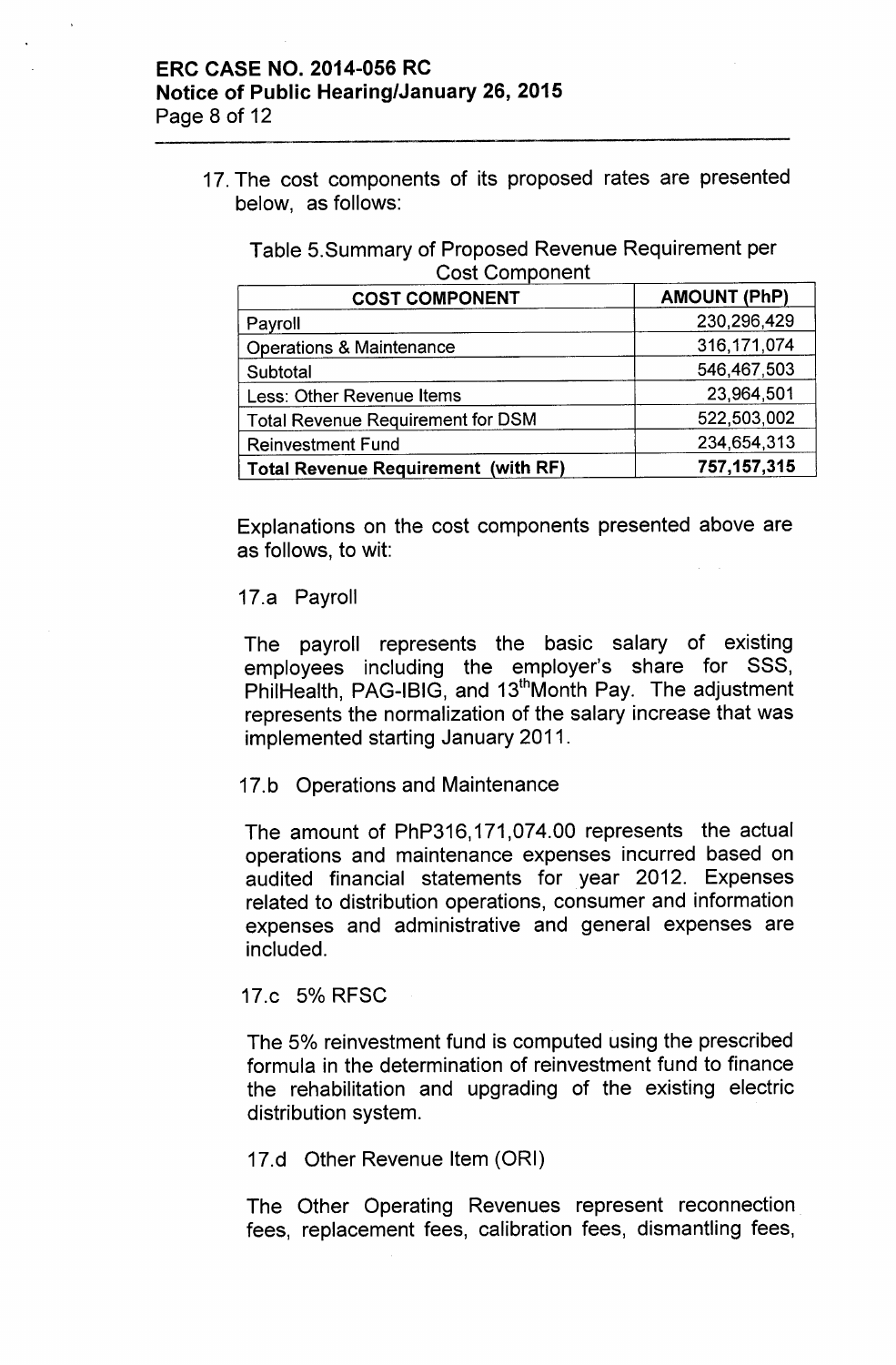17. The cost components of its proposed rates are presented below, as follows:

Table 5.Summary of Proposed Revenue Requirement per Cost Component

| COST COMPONENT | AMOUNT (PhP) |
|---|---|
| Payroll | 230,296,429 |
| Operations & Maintenance | 316,171,074 |
| Subtotal | 546,467,503 |
| Less: Other Revenue Items | 23,964,501 |
| Total Revenue Requirement for DSM | 522,503,002 |
| Reinvestment Fund | 234,654,313 |
| **Total Revenue Requirement (with RF)** | **757,157,315** |

Explanations on the cost components presented above are as follows, to wit:

17.a Payroll

The payroll represents the basic salary of existing employees including the employer's share for SSS, PhilHealth, PAG-IBIG, and 13th Month Pay. The adjustment represents the normalization of the salary increase that was implemented starting January 2011.

17.b Operations and Maintenance

The amount of PhP316,171,074.00 represents the actual operations and maintenance expenses incurred based on audited financial statements for year 2012. Expenses related to distribution operations, consumer and information expenses and administrative and general expenses are included.

17.c 5% RFSC

The 5% reinvestment fund is computed using the prescribed formula in the determination of reinvestment fund to finance the rehabilitation and upgrading of the existing electric distribution system.

17.d Other Revenue Item (ORI)

The Other Operating Revenues represent reconnection fees, replacement fees, calibration fees, dismantling fees,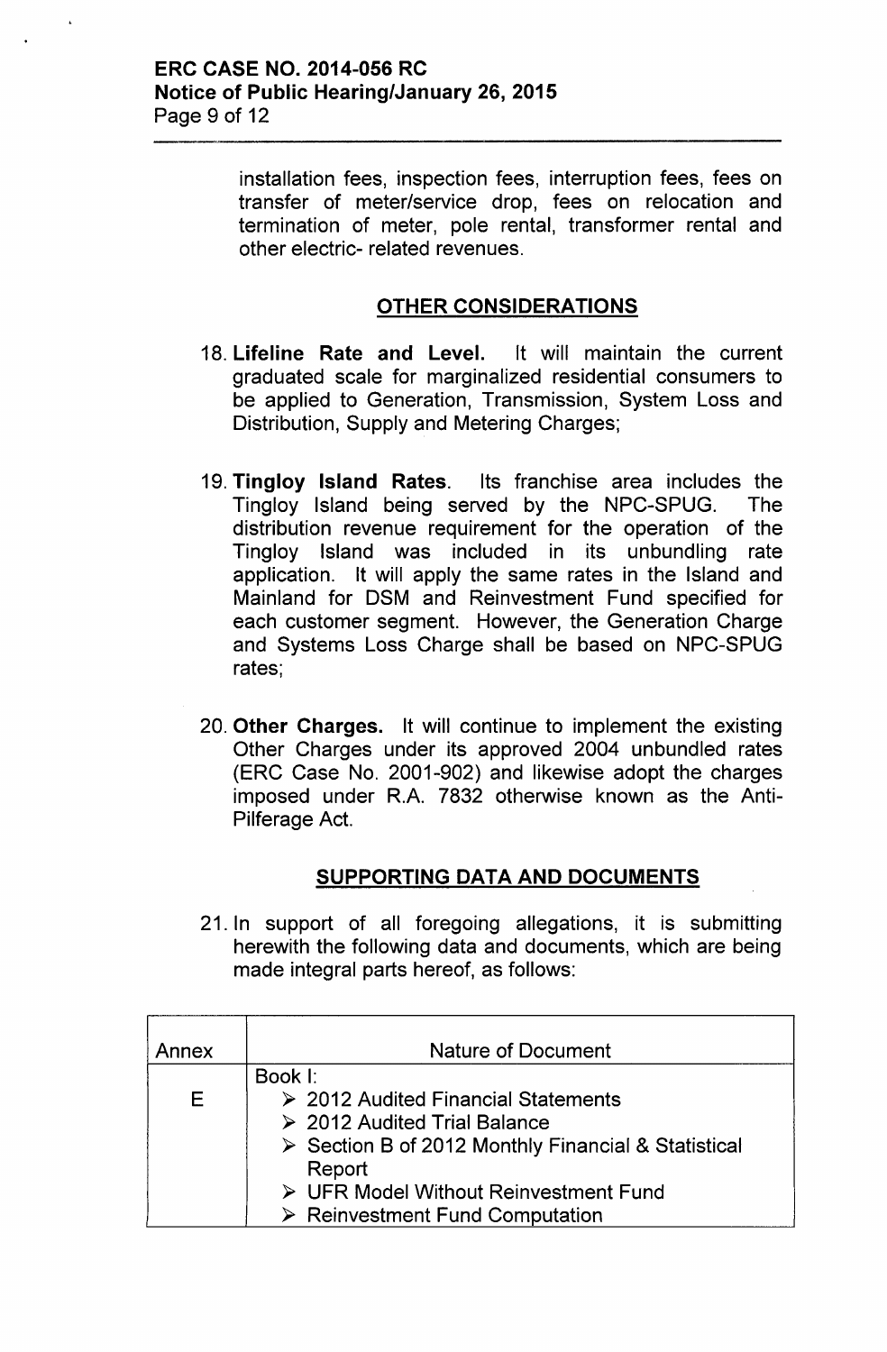installation fees, inspection fees, interruption fees, fees on transfer of meter/service drop, fees on relocation and termination of meter, pole rental, transformer rental and other electric- related revenues.

## OTHER CONSIDERATIONS

18. **Lifeline Rate and Level.** It will maintain the current graduated scale for marginalized residential consumers to be applied to Generation, Transmission, System Loss and Distribution, Supply and Metering Charges;

19. **Tingloy Island Rates**. Its franchise area includes the Tingloy Island being served by the NPC-SPUG. The distribution revenue requirement for the operation of the Tingloy Island was included in its unbundling rate application. It will apply the same rates in the Island and Mainland for DSM and Reinvestment Fund specified for each customer segment. However, the Generation Charge and Systems Loss Charge shall be based on NPC-SPUG rates;

20. **Other Charges.** It will continue to implement the existing Other Charges under its approved 2004 unbundled rates (ERC Case No. 2001-902) and likewise adopt the charges imposed under R.A. 7832 otherwise known as the Anti-Pilferage Act.

## SUPPORTING DATA AND DOCUMENTS

21. In support of all foregoing allegations, it is submitting herewith the following data and documents, which are being made integral parts hereof, as follows:

| Annex | Nature of Document |
|---|---|
| E | Book I:<br>➢ 2012 Audited Financial Statements<br>➢ 2012 Audited Trial Balance<br>➢ Section B of 2012 Monthly Financial & Statistical Report<br>➢ UFR Model Without Reinvestment Fund<br>➢ Reinvestment Fund Computation |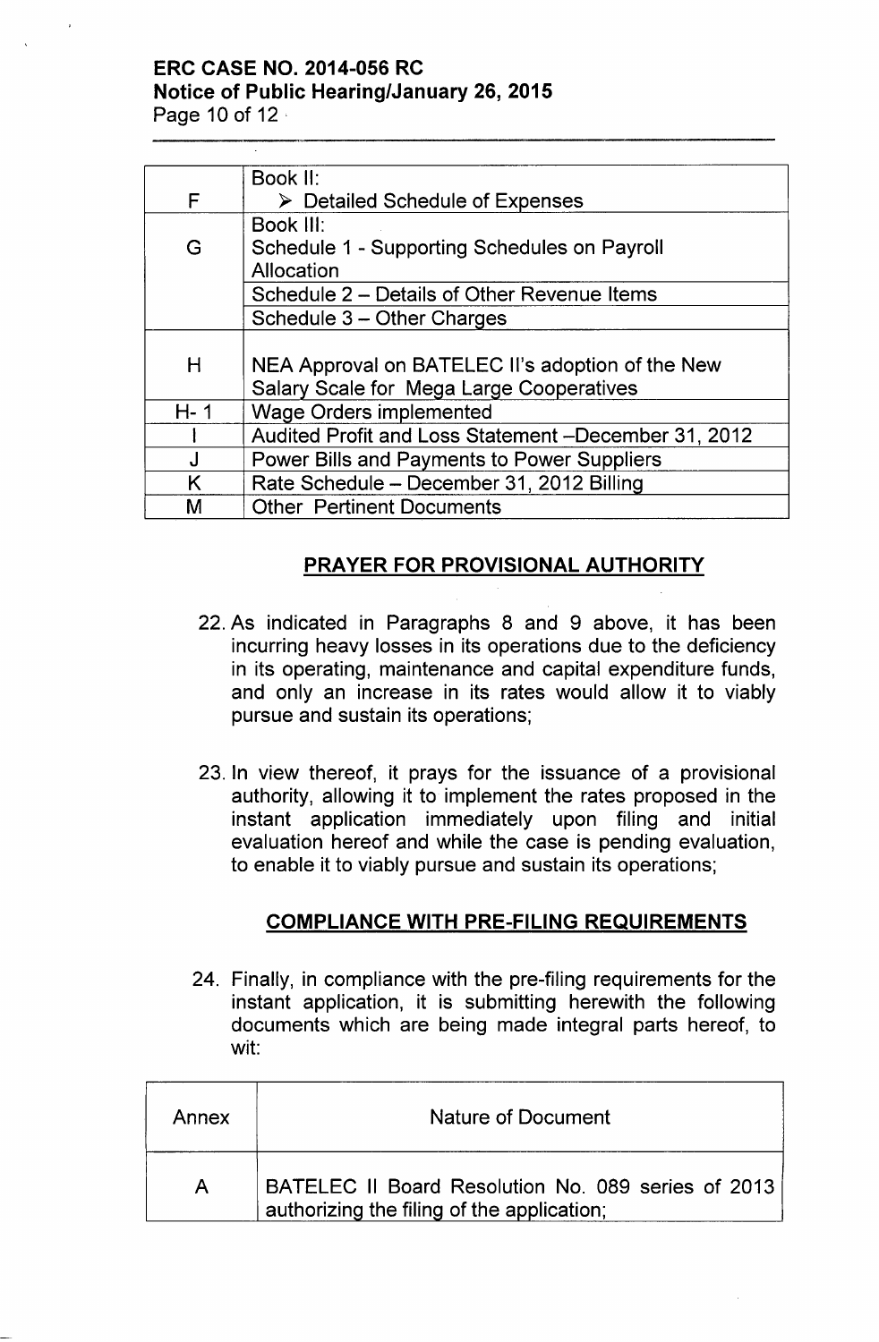| | |
|---|---|
| F | Book II:<br>➢ Detailed Schedule of Expenses |
| G | Book III:<br>Schedule 1 - Supporting Schedules on Payroll Allocation |
| | Schedule 2 – Details of Other Revenue Items |
| | Schedule 3 – Other Charges |
| H | NEA Approval on BATELEC II's adoption of the New Salary Scale for Mega Large Cooperatives |
| H- 1 | Wage Orders implemented |
| I | Audited Profit and Loss Statement –December 31, 2012 |
| J | Power Bills and Payments to Power Suppliers |
| K | Rate Schedule – December 31, 2012 Billing |
| M | Other Pertinent Documents |

## PRAYER FOR PROVISIONAL AUTHORITY

22. As indicated in Paragraphs 8 and 9 above, it has been incurring heavy losses in its operations due to the deficiency in its operating, maintenance and capital expenditure funds, and only an increase in its rates would allow it to viably pursue and sustain its operations;

23. In view thereof, it prays for the issuance of a provisional authority, allowing it to implement the rates proposed in the instant application immediately upon filing and initial evaluation hereof and while the case is pending evaluation, to enable it to viably pursue and sustain its operations;

## COMPLIANCE WITH PRE-FILING REQUIREMENTS

24. Finally, in compliance with the pre-filing requirements for the instant application, it is submitting herewith the following documents which are being made integral parts hereof, to wit:

| Annex | Nature of Document |
|---|---|
| A | BATELEC II Board Resolution No. 089 series of 2013 authorizing the filing of the application; |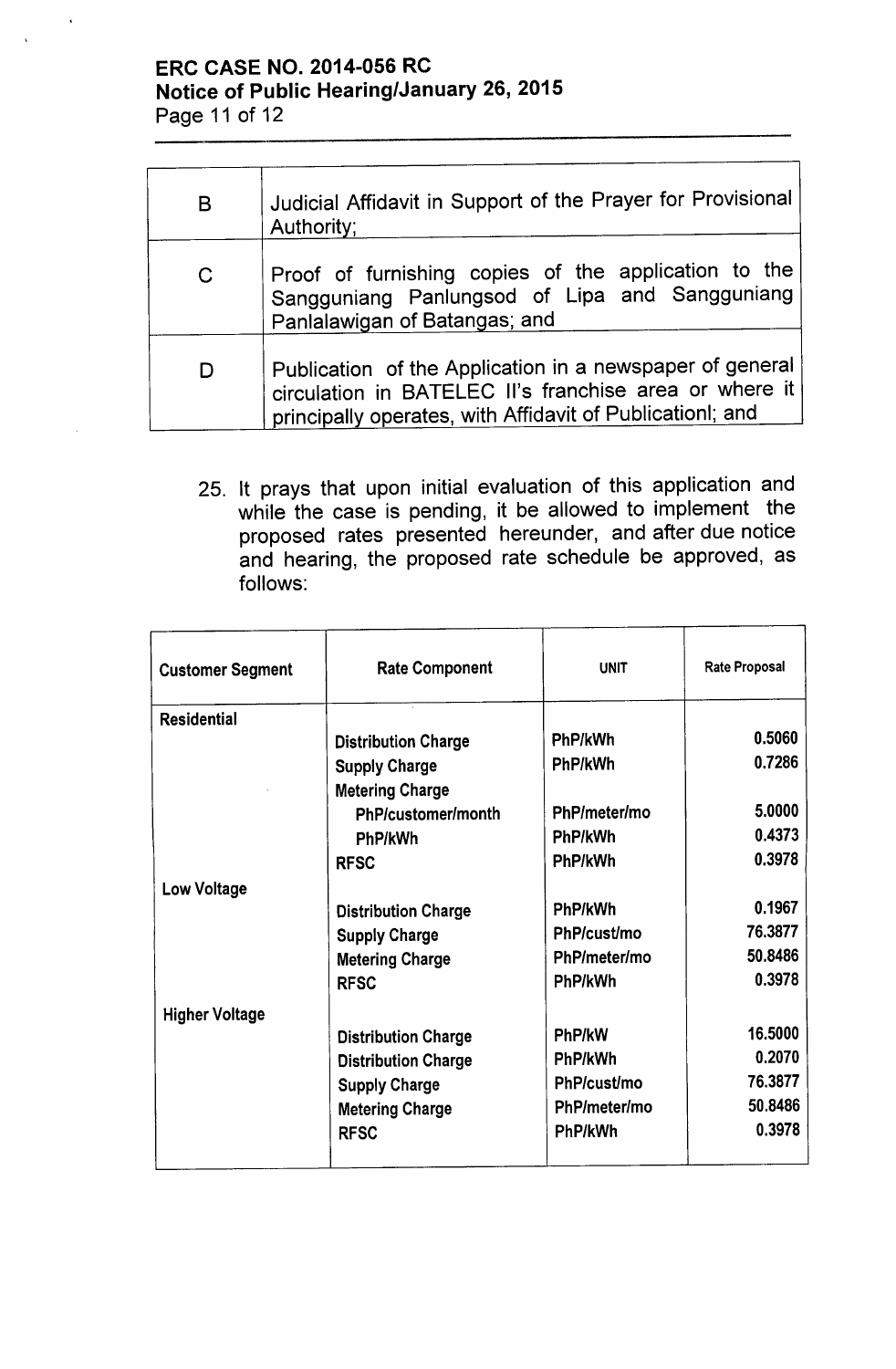| B | Judicial Affidavit in Support of the Prayer for Provisional Authority; |
|---|---|
| C | Proof of furnishing copies of the application to the Sangguniang Panlungsod of Lipa and Sangguniang Panlalawigan of Batangas; and |
| D | Publication of the Application in a newspaper of general circulation in BATELEC II's franchise area or where it principally operates, with Affidavit of Publicationl; and |

25. It prays that upon initial evaluation of this application and while the case is pending, it be allowed to implement the proposed rates presented hereunder, and after due notice and hearing, the proposed rate schedule be approved, as follows:

| Customer Segment | Rate Component | UNIT | Rate Proposal |
|---|---|---|---|
| **Residential** | | | |
| | Distribution Charge | PhP/kWh | 0.5060 |
| | Supply Charge | PhP/kWh | 0.7286 |
| | Metering Charge | | |
| | PhP/customer/month | PhP/meter/mo | 5.0000 |
| | PhP/kWh | PhP/kWh | 0.4373 |
| | RFSC | PhP/kWh | 0.3978 |
| **Low Voltage** | | | |
| | Distribution Charge | PhP/kWh | 0.1967 |
| | Supply Charge | PhP/cust/mo | 76.3877 |
| | Metering Charge | PhP/meter/mo | 50.8486 |
| | RFSC | PhP/kWh | 0.3978 |
| **Higher Voltage** | | | |
| | Distribution Charge | PhP/kW | 16.5000 |
| | Distribution Charge | PhP/kWh | 0.2070 |
| | Supply Charge | PhP/cust/mo | 76.3877 |
| | Metering Charge | PhP/meter/mo | 50.8486 |
| | RFSC | PhP/kWh | 0.3978 |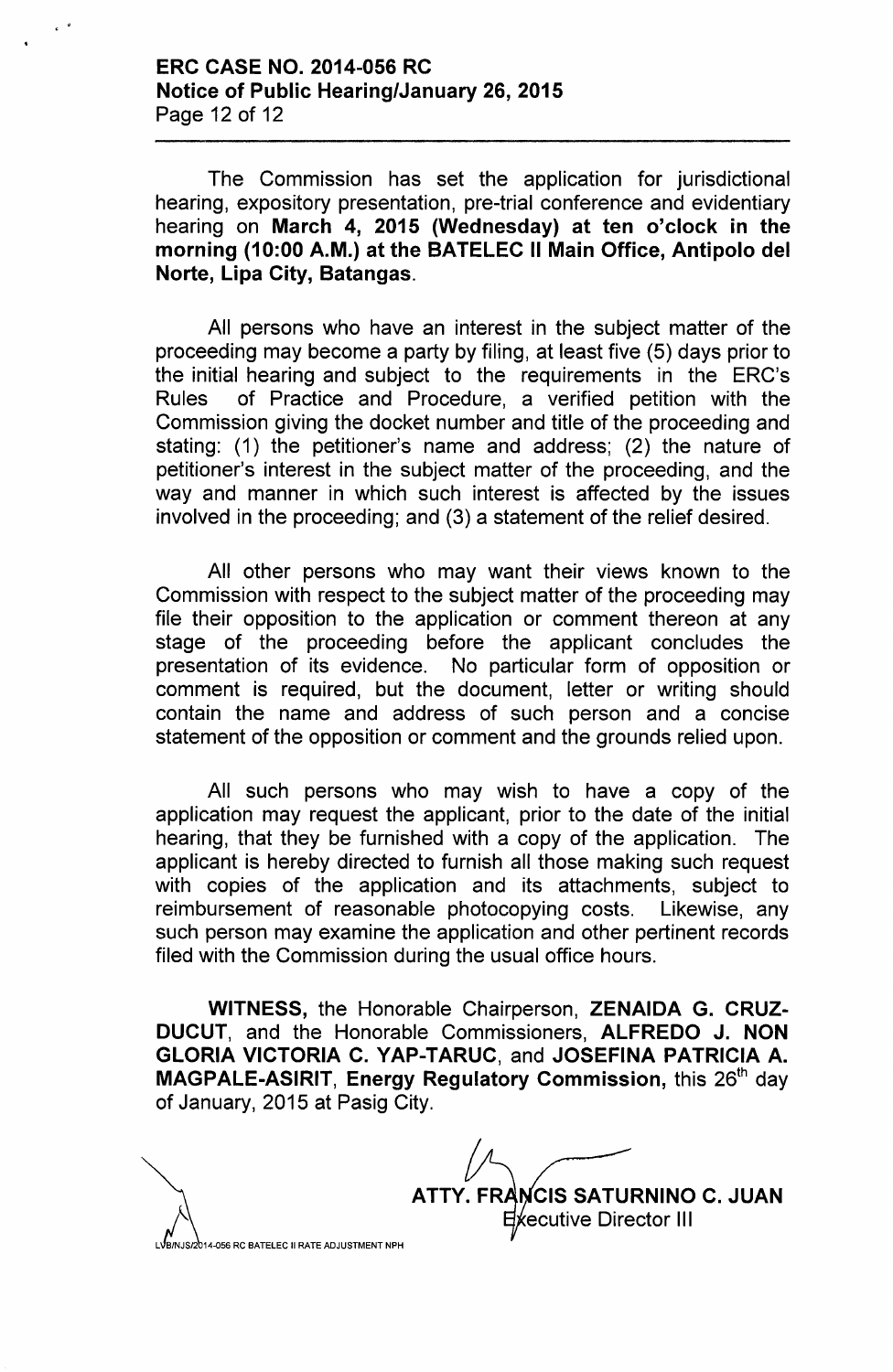The Commission has set the application for jurisdictional hearing, expository presentation, pre-trial conference and evidentiary hearing on **March 4, 2015 (Wednesday) at ten o'clock in the morning (10:00 A.M.) at the BATELEC II Main Office, Antipolo del Norte, Lipa City, Batangas**.

All persons who have an interest in the subject matter of the proceeding may become a party by filing, at least five (5) days prior to the initial hearing and subject to the requirements in the ERC's Rules of Practice and Procedure, a verified petition with the Commission giving the docket number and title of the proceeding and stating: (1) the petitioner's name and address; (2) the nature of petitioner's interest in the subject matter of the proceeding, and the way and manner in which such interest is affected by the issues involved in the proceeding; and (3) a statement of the relief desired.

All other persons who may want their views known to the Commission with respect to the subject matter of the proceeding may file their opposition to the application or comment thereon at any stage of the proceeding before the applicant concludes the presentation of its evidence. No particular form of opposition or comment is required, but the document, letter or writing should contain the name and address of such person and a concise statement of the opposition or comment and the grounds relied upon.

All such persons who may wish to have a copy of the application may request the applicant, prior to the date of the initial hearing, that they be furnished with a copy of the application. The applicant is hereby directed to furnish all those making such request with copies of the application and its attachments, subject to reimbursement of reasonable photocopying costs. Likewise, any such person may examine the application and other pertinent records filed with the Commission during the usual office hours.

**WITNESS,** the Honorable Chairperson, **ZENAIDA G. CRUZ-DUCUT**, and the Honorable Commissioners, **ALFREDO J. NON GLORIA VICTORIA C. YAP-TARUC**, and **JOSEFINA PATRICIA A. MAGPALE-ASIRIT**, **Energy Regulatory Commission,** this 26th day of January, 2015 at Pasig City.

**ATTY. FRANCIS SATURNINO C. JUAN**
Executive Director III

LVB/NJS/2014-056 RC BATELEC II RATE ADJUSTMENT NPH